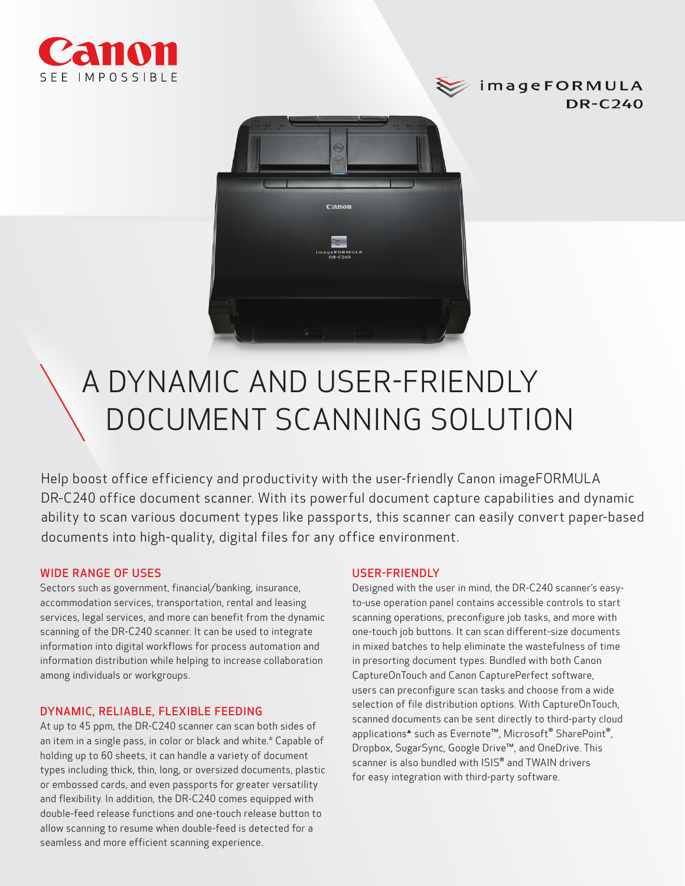Canon

SEE IMPOSSIBLE

imageFORMULA
DR-C240

# A DYNAMIC AND USER-FRIENDLY DOCUMENT SCANNING SOLUTION

Help boost office efficiency and productivity with the user-friendly Canon imageFORMULA DR-C240 office document scanner. With its powerful document capture capabilities and dynamic ability to scan various document types like passports, this scanner can easily convert paper-based documents into high-quality, digital files for any office environment.

## WIDE RANGE OF USES

Sectors such as government, financial/banking, insurance, accommodation services, transportation, rental and leasing services, legal services, and more can benefit from the dynamic scanning of the DR-C240 scanner. It can be used to integrate information into digital workflows for process automation and information distribution while helping to increase collaboration among individuals or workgroups.

## DYNAMIC, RELIABLE, FLEXIBLE FEEDING

At up to 45 ppm, the DR-C240 scanner can scan both sides of an item in a single pass, in color or black and white.* Capable of holding up to 60 sheets, it can handle a variety of document types including thick, thin, long, or oversized documents, plastic or embossed cards, and even passports for greater versatility and flexibility. In addition, the DR-C240 comes equipped with double-feed release functions and one-touch release button to allow scanning to resume when double-feed is detected for a seamless and more efficient scanning experience.

## USER-FRIENDLY

Designed with the user in mind, the DR-C240 scanner's easy-to-use operation panel contains accessible controls to start scanning operations, preconfigure job tasks, and more with one-touch job buttons. It can scan different-size documents in mixed batches to help eliminate the wastefulness of time in presorting document types. Bundled with both Canon CaptureOnTouch and Canon CapturePerfect software, users can preconfigure scan tasks and choose from a wide selection of file distribution options. With CaptureOnTouch, scanned documents can be sent directly to third-party cloud applications▲ such as Evernote™, Microsoft® SharePoint®, Dropbox, SugarSync, Google Drive™, and OneDrive. This scanner is also bundled with ISIS® and TWAIN drivers for easy integration with third-party software.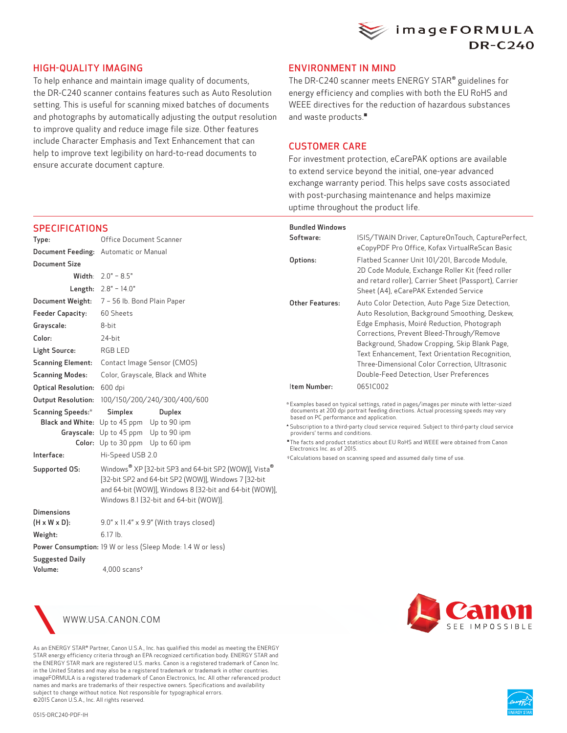## HIGH-QUALITY IMAGING

To help enhance and maintain image quality of documents, the DR-C240 scanner contains features such as Auto Resolution setting. This is useful for scanning mixed batches of documents and photographs by automatically adjusting the output resolution to improve quality and reduce image file size. Other features include Character Emphasis and Text Enhancement that can help to improve text legibility on hard-to-read documents to ensure accurate document capture.

## ENVIRONMENT IN MIND

The DR-C240 scanner meets ENERGY STAR® guidelines for energy efficiency and complies with both the EU RoHS and WEEE directives for the reduction of hazardous substances and waste products.■

## CUSTOMER CARE

For investment protection, eCarePAK options are available to extend service beyond the initial, one-year advanced exchange warranty period. This helps save costs associated with post-purchasing maintenance and helps maximize uptime throughout the product life.

## SPECIFICATIONS

| | | |
|---|---|---|
| **Type:** | Office Document Scanner | |
| **Document Feeding:** | Automatic or Manual | |
| **Document Size** | | |
| **Width:** | 2.0" – 8.5" | |
| **Length:** | 2.8" – 14.0" | |
| **Document Weight:** | 7 – 56 lb. Bond Plain Paper | |
| **Feeder Capacity:** | 60 Sheets | |
| **Grayscale:** | 8-bit | |
| **Color:** | 24-bit | |
| **Light Source:** | RGB LED | |
| **Scanning Element:** | Contact Image Sensor (CMOS) | |
| **Scanning Modes:** | Color, Grayscale, Black and White | |
| **Optical Resolution:** | 600 dpi | |
| **Output Resolution:** | 100/150/200/240/300/400/600 | |
| **Scanning Speeds:*** | **Simplex** | **Duplex** |
| **Black and White:** | Up to 45 ppm | Up to 90 ipm |
| **Grayscale:** | Up to 45 ppm | Up to 90 ipm |
| **Color:** | Up to 30 ppm | Up to 60 ipm |
| **Interface:** | Hi-Speed USB 2.0 | |
| **Supported OS:** | Windows® XP [32-bit SP3 and 64-bit SP2 (WOW)], Vista® [32-bit SP2 and 64-bit SP2 (WOW)], Windows 7 [32-bit and 64-bit (WOW)], Windows 8 [32-bit and 64-bit (WOW)], Windows 8.1 [32-bit and 64-bit (WOW)]. | |
| **Dimensions (H x W x D):** | 9.0" x 11.4" x 9.9" (With trays closed) | |
| **Weight:** | 6.17 lb. | |
| **Power Consumption:** | 19 W or less (Sleep Mode: 1.4 W or less) | |
| **Suggested Daily Volume:** | 4,000 scans† | |
| **Bundled Windows Software:** | ISIS/TWAIN Driver, CaptureOnTouch, CapturePerfect, eCopyPDF Pro Office, Kofax VirtualReScan Basic | |
| **Options:** | Flatbed Scanner Unit 101/201, Barcode Module, 2D Code Module, Exchange Roller Kit (feed roller and retard roller), Carrier Sheet (Passport), Carrier Sheet (A4), eCarePAK Extended Service | |
| **Other Features:** | Auto Color Detection, Auto Page Size Detection, Auto Resolution, Background Smoothing, Deskew, Edge Emphasis, Moiré Reduction, Photograph Corrections, Prevent Bleed-Through/Remove Background, Shadow Cropping, Skip Blank Page, Text Enhancement, Text Orientation Recognition, Three-Dimensional Color Correction, Ultrasonic Double-Feed Detection, User Preferences | |
| **Item Number:** | 0651C002 | |

*Examples based on typical settings, rated in pages/images per minute with letter-sized documents at 200 dpi portrait feeding directions. Actual processing speeds may vary based on PC performance and application.

▲Subscription to a third-party cloud service required. Subject to third-party cloud service providers' terms and conditions.

■The facts and product statistics about EU RoHS and WEEE were obtained from Canon Electronics Inc. as of 2015.

†Calculations based on scanning speed and assumed daily time of use.

WWW.USA.CANON.COM

As an ENERGY STAR® Partner, Canon U.S.A., Inc. has qualified this model as meeting the ENERGY STAR energy efficiency criteria through an EPA recognized certification body. ENERGY STAR and the ENERGY STAR mark are registered U.S. marks. Canon is a registered trademark of Canon Inc. in the United States and may also be a registered trademark or trademark in other countries. imageFORMULA is a registered trademark of Canon Electronics, Inc. All other referenced product names and marks are trademarks of their respective owners. Specifications and availability subject to change without notice. Not responsible for typographical errors.
©2015 Canon U.S.A., Inc. All rights reserved.

0515-DRC240-PDF-IH